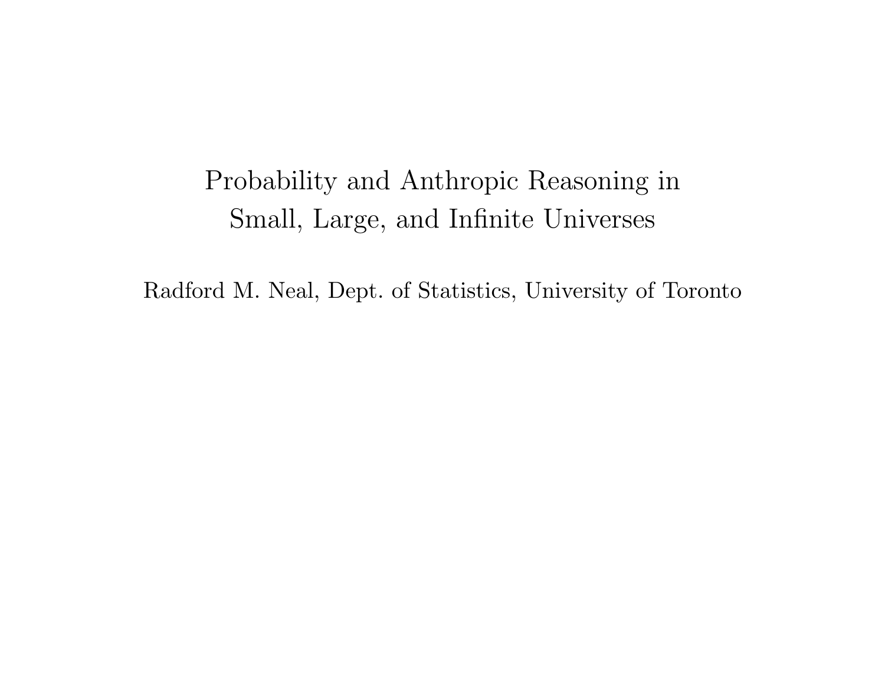# Probability and Anthropic Reasoning in Small, Large, and Infinite Universes

Radford M. Neal, Dept. of Statistics, University of Toronto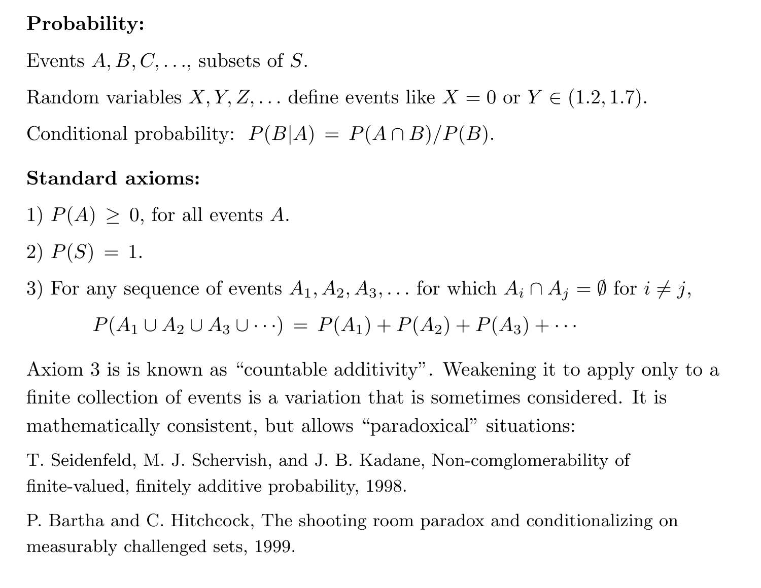**Probability:**

Events $A, B, C, \ldots$, subsets of $S$.

Random variables $X, Y, Z, \ldots$ define events like $X = 0$ or $Y \in (1.2, 1.7)$.

Conditional probability: $P(B|A) = P(A \cap B)/P(B)$.

**Standard axioms:**

1) $P(A) \geq 0$, for all events $A$.

2) $P(S) = 1$.

3) For any sequence of events $A_1, A_2, A_3, \ldots$ for which $A_i \cap A_j = \emptyset$ for $i \neq j$,

$$P(A_1 \cup A_2 \cup A_3 \cup \cdots) = P(A_1) + P(A_2) + P(A_3) + \cdots$$

Axiom 3 is is known as "countable additivity". Weakening it to apply only to a finite collection of events is a variation that is sometimes considered. It is mathematically consistent, but allows "paradoxical" situations:

T. Seidenfeld, M. J. Schervish, and J. B. Kadane, Non-comglomerability of finite-valued, finitely additive probability, 1998.

P. Bartha and C. Hitchcock, The shooting room paradox and conditionalizing on measurably challenged sets, 1999.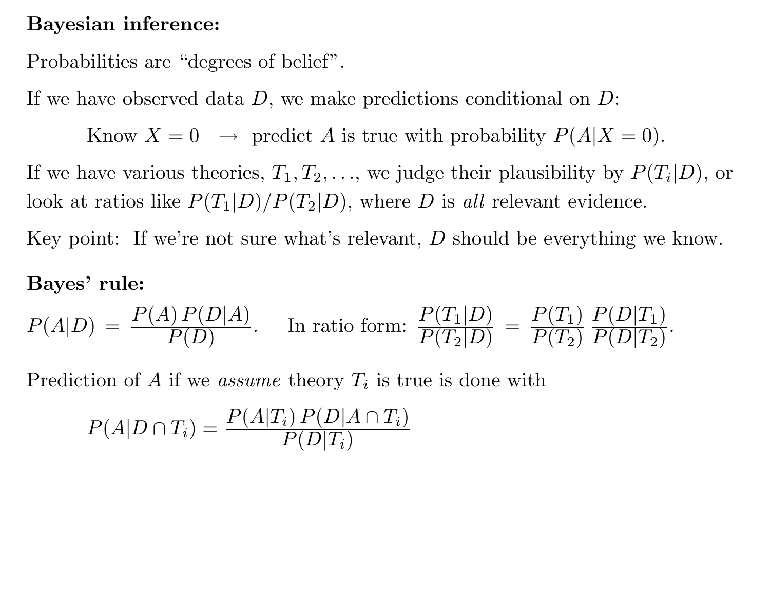**Bayesian inference:**

Probabilities are “degrees of belief”.

If we have observed data $D$, we make predictions conditional on $D$:

$$\text{Know } X = 0 \quad \rightarrow \text{ predict } A \text{ is true with probability } P(A|X=0).$$

If we have various theories, $T_1, T_2, \ldots$, we judge their plausibility by $P(T_i|D)$, or look at ratios like $P(T_1|D)/P(T_2|D)$, where $D$ is *all* relevant evidence.

Key point: If we’re not sure what’s relevant, $D$ should be everything we know.

**Bayes’ rule:**

$$P(A|D) = \frac{P(A)\,P(D|A)}{P(D)}. \qquad \text{In ratio form: } \frac{P(T_1|D)}{P(T_2|D)} = \frac{P(T_1)}{P(T_2)}\,\frac{P(D|T_1)}{P(D|T_2)}.$$

Prediction of $A$ if we *assume* theory $T_i$ is true is done with

$$P(A|D \cap T_i) = \frac{P(A|T_i)\,P(D|A \cap T_i)}{P(D|T_i)}$$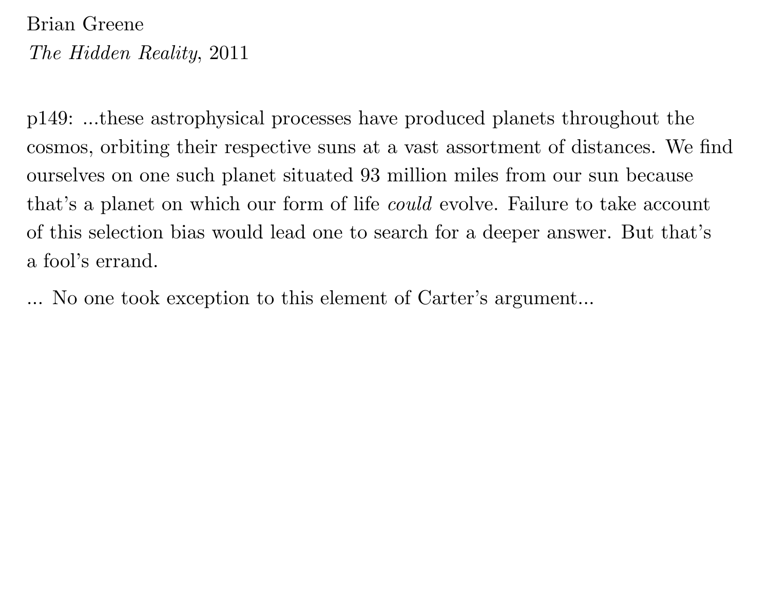Brian Greene
*The Hidden Reality*, 2011

p149: ...these astrophysical processes have produced planets throughout the cosmos, orbiting their respective suns at a vast assortment of distances. We find ourselves on one such planet situated 93 million miles from our sun because that's a planet on which our form of life *could* evolve. Failure to take account of this selection bias would lead one to search for a deeper answer. But that's a fool's errand.

... No one took exception to this element of Carter's argument...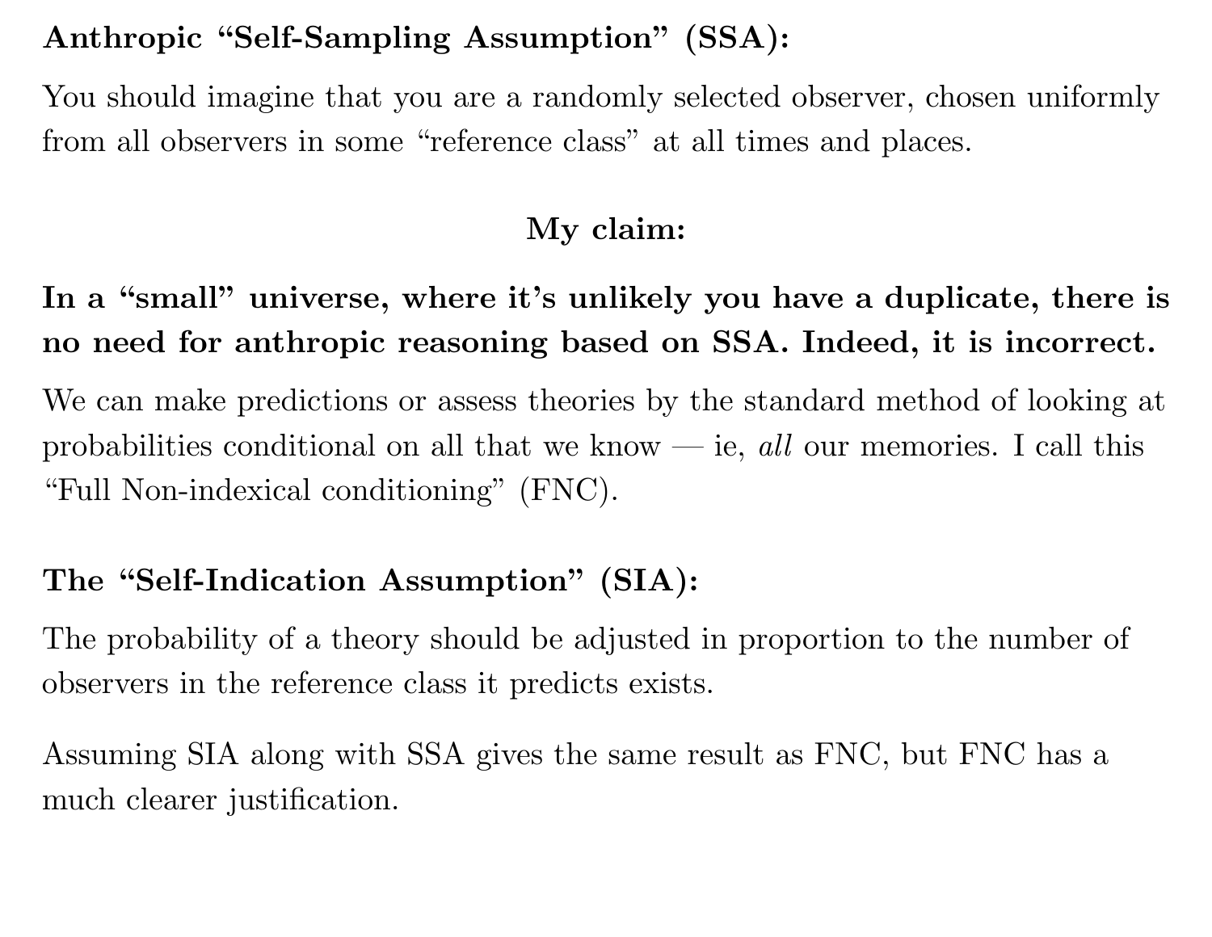**Anthropic "Self-Sampling Assumption" (SSA):**

You should imagine that you are a randomly selected observer, chosen uniformly from all observers in some "reference class" at all times and places.

**My claim:**

**In a "small" universe, where it's unlikely you have a duplicate, there is no need for anthropic reasoning based on SSA. Indeed, it is incorrect.**

We can make predictions or assess theories by the standard method of looking at probabilities conditional on all that we know — ie, *all* our memories. I call this "Full Non-indexical conditioning" (FNC).

**The "Self-Indication Assumption" (SIA):**

The probability of a theory should be adjusted in proportion to the number of observers in the reference class it predicts exists.

Assuming SIA along with SSA gives the same result as FNC, but FNC has a much clearer justification.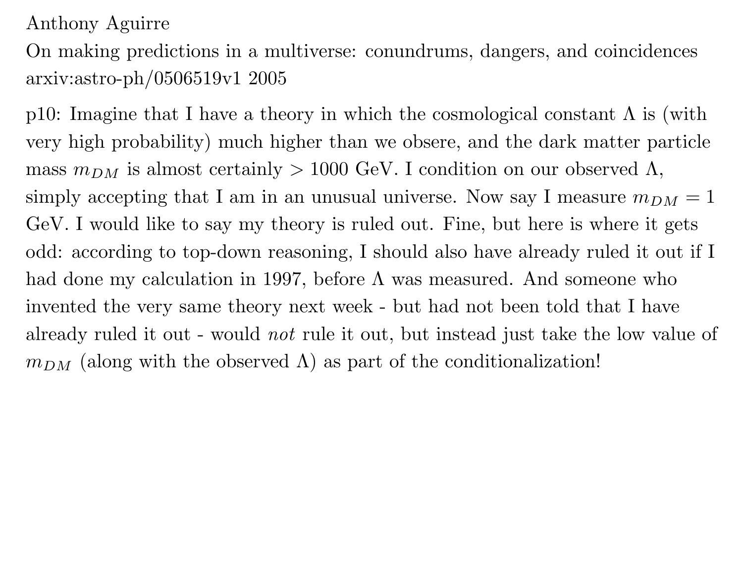Anthony Aguirre

On making predictions in a multiverse: conundrums, dangers, and coincidences

arxiv:astro-ph/0506519v1 2005

p10: Imagine that I have a theory in which the cosmological constant $\Lambda$ is (with very high probability) much higher than we obsere, and the dark matter particle mass $m_{DM}$ is almost certainly $> 1000$ GeV. I condition on our observed $\Lambda$, simply accepting that I am in an unusual universe. Now say I measure $m_{DM} = 1$ GeV. I would like to say my theory is ruled out. Fine, but here is where it gets odd: according to top-down reasoning, I should also have already ruled it out if I had done my calculation in 1997, before $\Lambda$ was measured. And someone who invented the very same theory next week - but had not been told that I have already ruled it out - would *not* rule it out, but instead just take the low value of $m_{DM}$ (along with the observed $\Lambda$) as part of the conditionalization!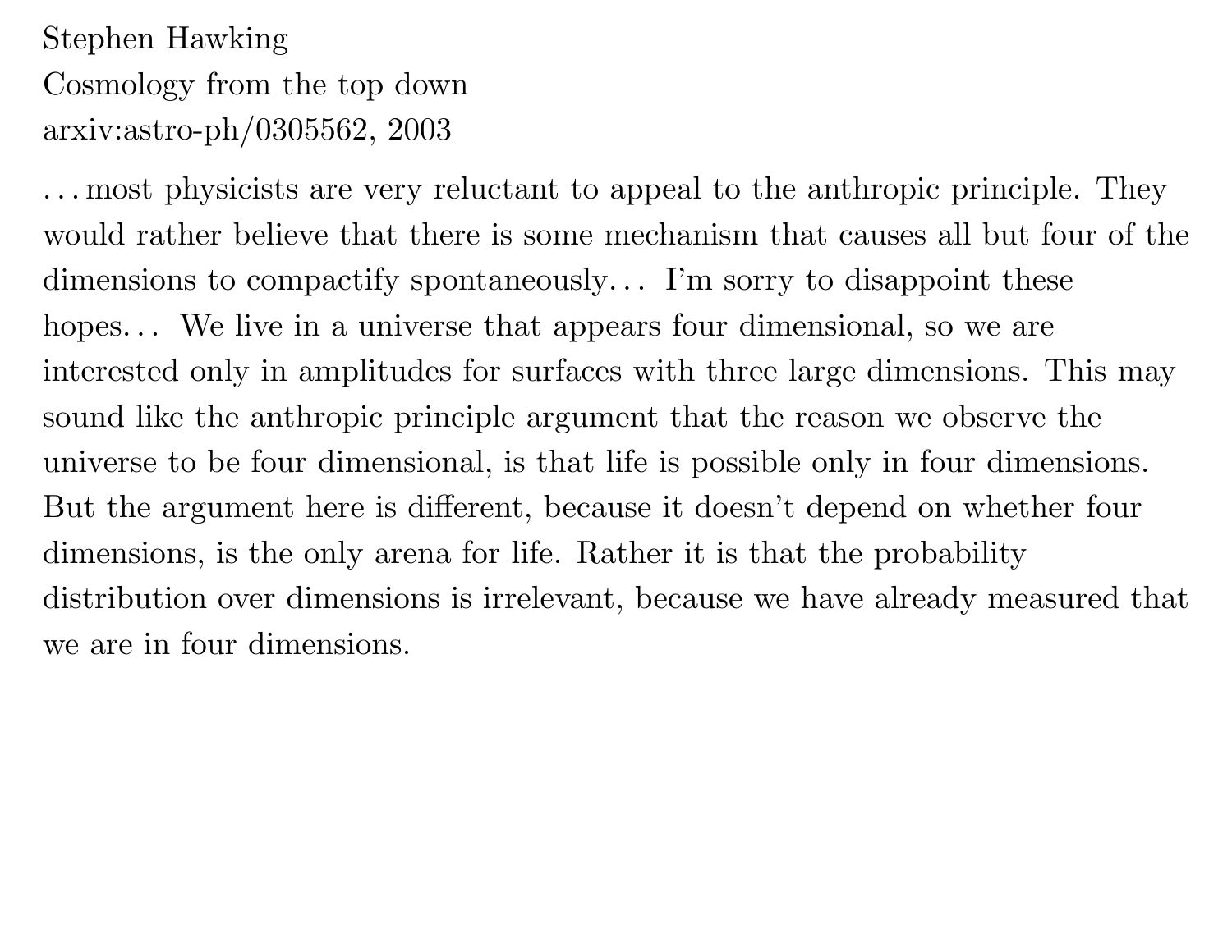Stephen Hawking
Cosmology from the top down
arxiv:astro-ph/0305562, 2003

...most physicists are very reluctant to appeal to the anthropic principle. They would rather believe that there is some mechanism that causes all but four of the dimensions to compactify spontaneously... I'm sorry to disappoint these hopes... We live in a universe that appears four dimensional, so we are interested only in amplitudes for surfaces with three large dimensions. This may sound like the anthropic principle argument that the reason we observe the universe to be four dimensional, is that life is possible only in four dimensions. But the argument here is different, because it doesn't depend on whether four dimensions, is the only arena for life. Rather it is that the probability distribution over dimensions is irrelevant, because we have already measured that we are in four dimensions.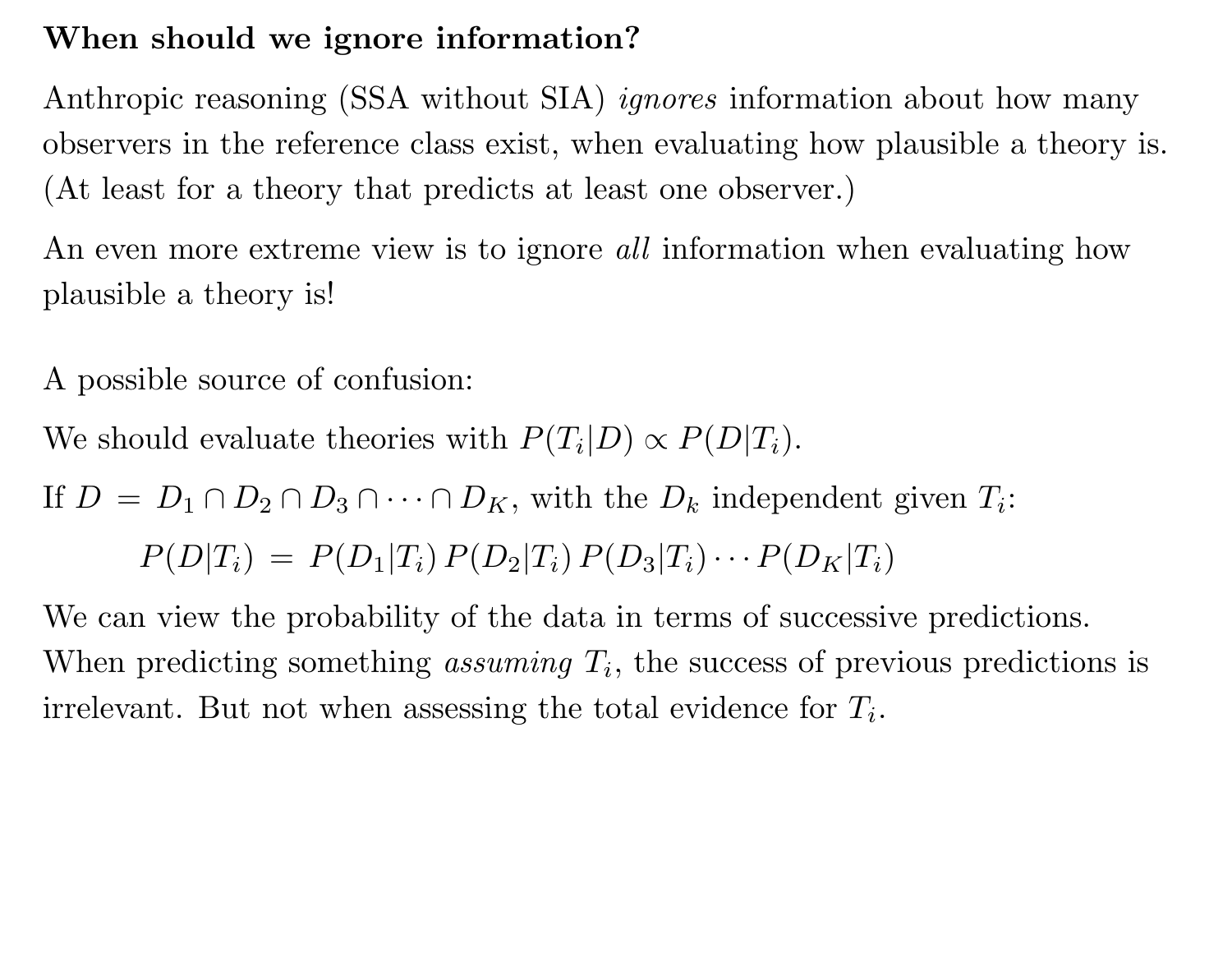## When should we ignore information?

Anthropic reasoning (SSA without SIA) *ignores* information about how many observers in the reference class exist, when evaluating how plausible a theory is. (At least for a theory that predicts at least one observer.)

An even more extreme view is to ignore *all* information when evaluating how plausible a theory is!

A possible source of confusion:

We should evaluate theories with $P(T_i|D) \propto P(D|T_i)$.

If $D = D_1 \cap D_2 \cap D_3 \cap \cdots \cap D_K$, with the $D_k$ independent given $T_i$:

$$P(D|T_i) = P(D_1|T_i)\, P(D_2|T_i)\, P(D_3|T_i) \cdots P(D_K|T_i)$$

We can view the probability of the data in terms of successive predictions. When predicting something *assuming* $T_i$, the success of previous predictions is irrelevant. But not when assessing the total evidence for $T_i$.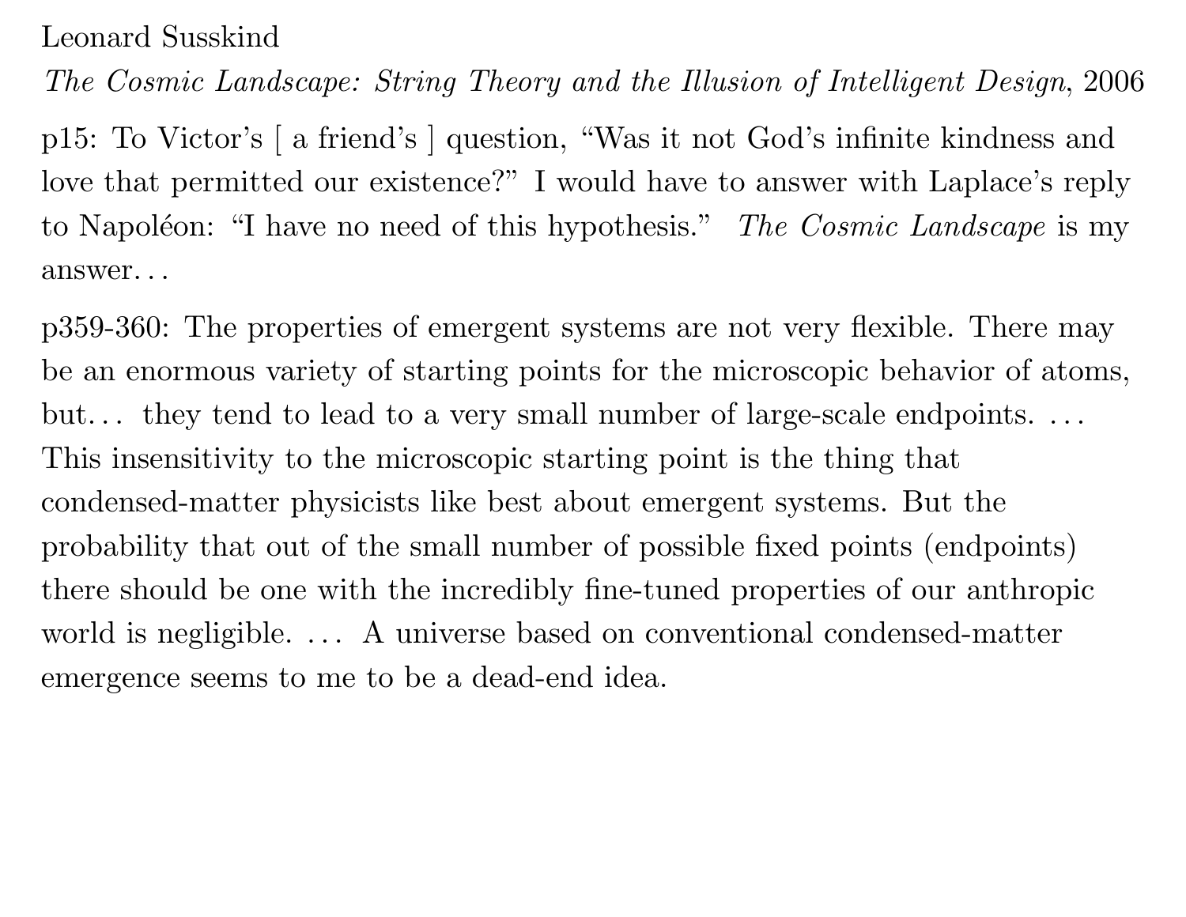Leonard Susskind

*The Cosmic Landscape: String Theory and the Illusion of Intelligent Design*, 2006

p15: To Victor's [ a friend's ] question, "Was it not God's infinite kindness and love that permitted our existence?" I would have to answer with Laplace's reply to Napoléon: "I have no need of this hypothesis." *The Cosmic Landscape* is my answer…

p359-360: The properties of emergent systems are not very flexible. There may be an enormous variety of starting points for the microscopic behavior of atoms, but… they tend to lead to a very small number of large-scale endpoints. … This insensitivity to the microscopic starting point is the thing that condensed-matter physicists like best about emergent systems. But the probability that out of the small number of possible fixed points (endpoints) there should be one with the incredibly fine-tuned properties of our anthropic world is negligible. … A universe based on conventional condensed-matter emergence seems to me to be a dead-end idea.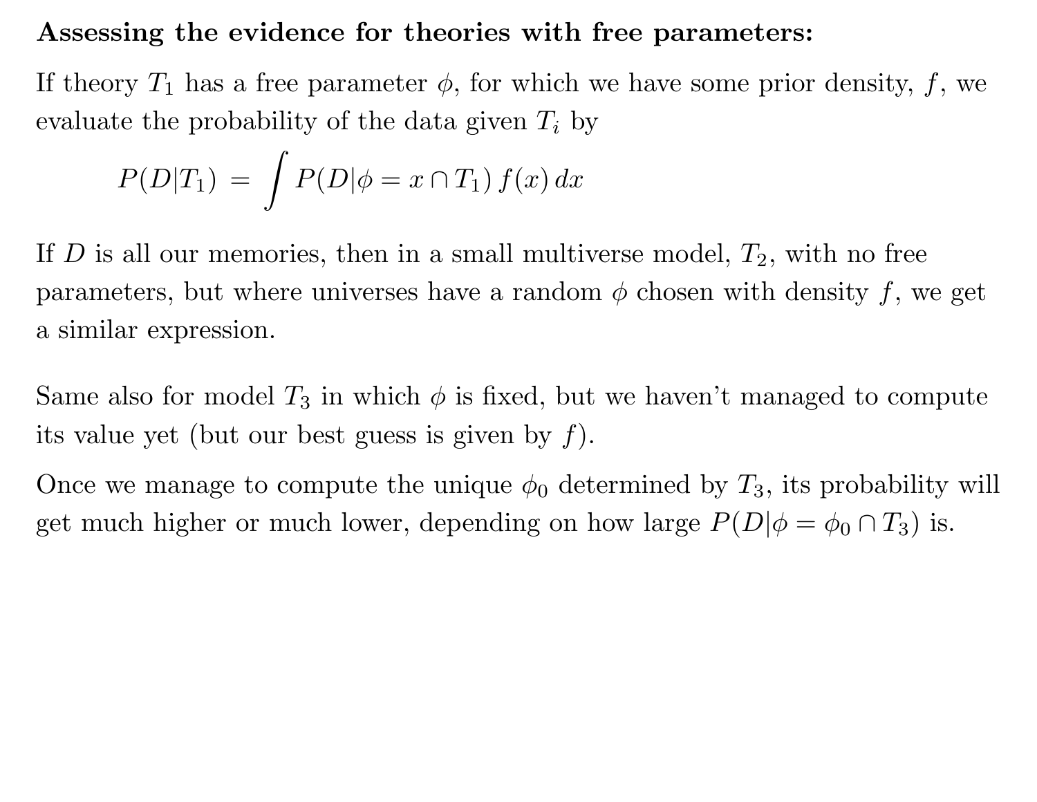**Assessing the evidence for theories with free parameters:**

If theory $T_1$ has a free parameter $\phi$, for which we have some prior density, $f$, we evaluate the probability of the data given $T_i$ by

$$P(D|T_1) = \int P(D|\phi = x \cap T_1)\, f(x)\, dx$$

If $D$ is all our memories, then in a small multiverse model, $T_2$, with no free parameters, but where universes have a random $\phi$ chosen with density $f$, we get a similar expression.

Same also for model $T_3$ in which $\phi$ is fixed, but we haven't managed to compute its value yet (but our best guess is given by $f$).

Once we manage to compute the unique $\phi_0$ determined by $T_3$, its probability will get much higher or much lower, depending on how large $P(D|\phi = \phi_0 \cap T_3)$ is.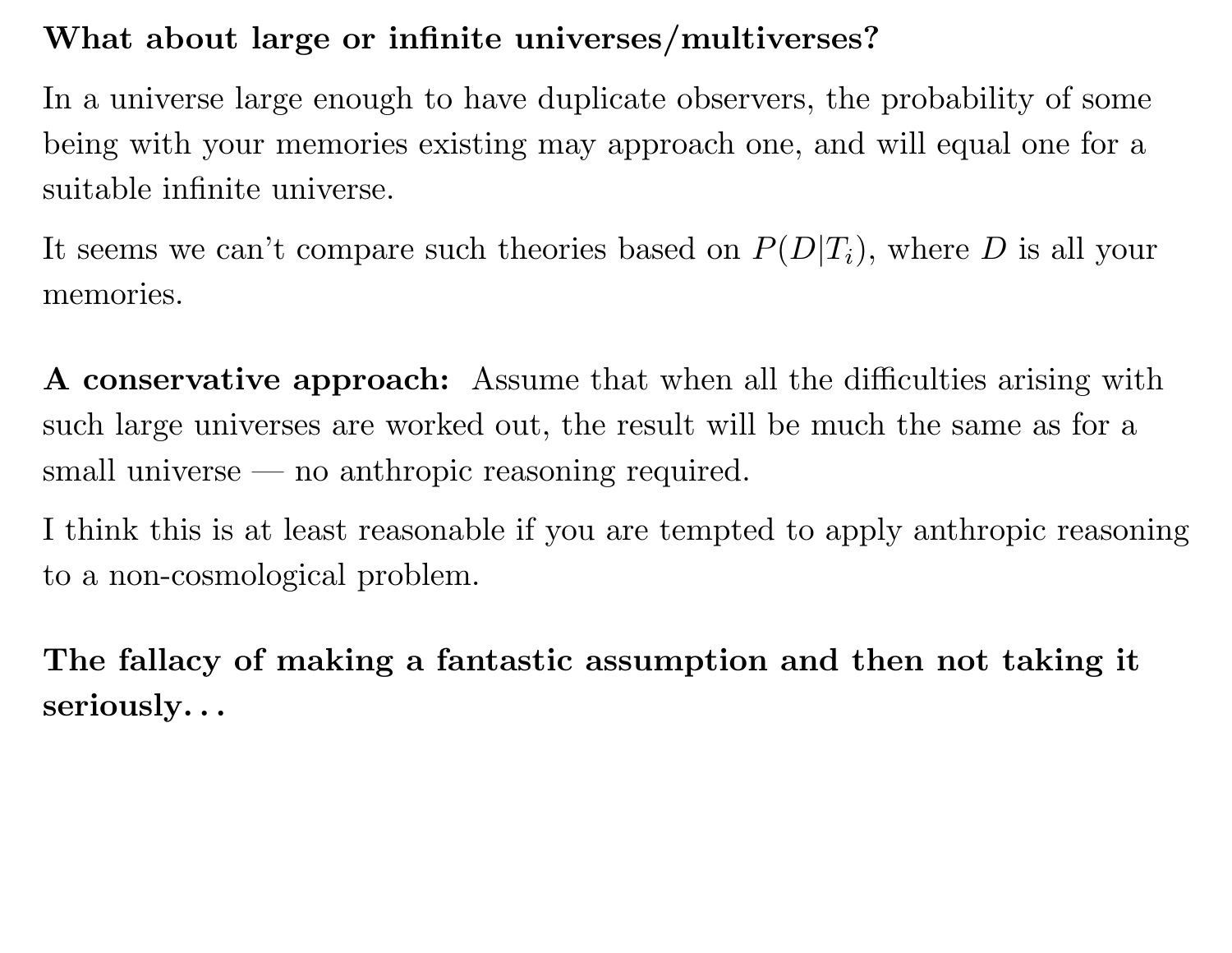**What about large or infinite universes/multiverses?**

In a universe large enough to have duplicate observers, the probability of some being with your memories existing may approach one, and will equal one for a suitable infinite universe.

It seems we can't compare such theories based on $P(D|T_i)$, where $D$ is all your memories.

**A conservative approach:** Assume that when all the difficulties arising with such large universes are worked out, the result will be much the same as for a small universe — no anthropic reasoning required.

I think this is at least reasonable if you are tempted to apply anthropic reasoning to a non-cosmological problem.

**The fallacy of making a fantastic assumption and then not taking it seriously. . .**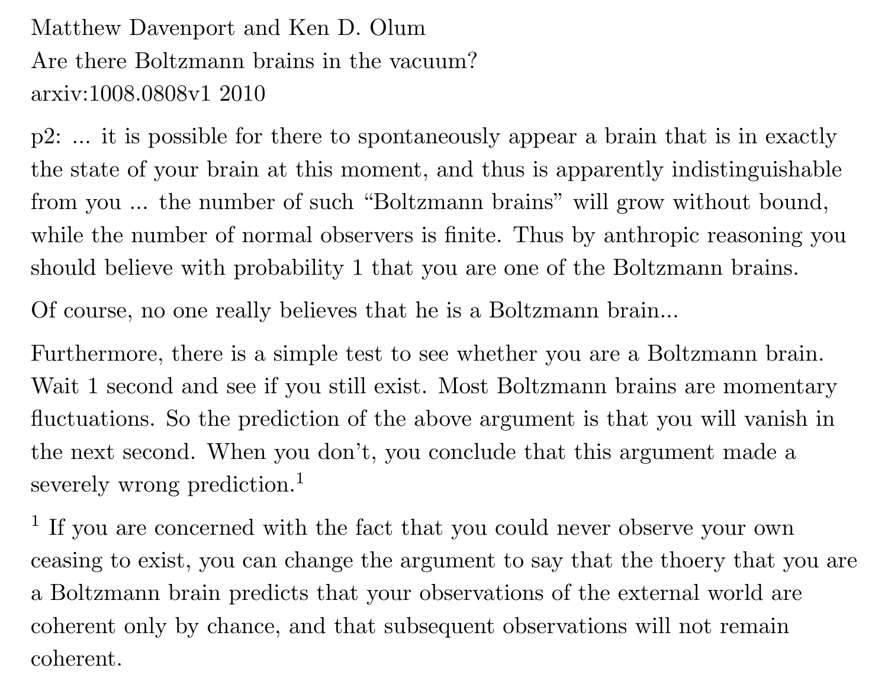Matthew Davenport and Ken D. Olum

Are there Boltzmann brains in the vacuum?

arxiv:1008.0808v1 2010

p2: ... it is possible for there to spontaneously appear a brain that is in exactly the state of your brain at this moment, and thus is apparently indistinguishable from you ... the number of such "Boltzmann brains" will grow without bound, while the number of normal observers is finite. Thus by anthropic reasoning you should believe with probability 1 that you are one of the Boltzmann brains.

Of course, no one really believes that he is a Boltzmann brain...

Furthermore, there is a simple test to see whether you are a Boltzmann brain. Wait 1 second and see if you still exist. Most Boltzmann brains are momentary fluctuations. So the prediction of the above argument is that you will vanish in the next second. When you don't, you conclude that this argument made a severely wrong prediction.[1]

[1] If you are concerned with the fact that you could never observe your own ceasing to exist, you can change the argument to say that the thoery that you are a Boltzmann brain predicts that your observations of the external world are coherent only by chance, and that subsequent observations will not remain coherent.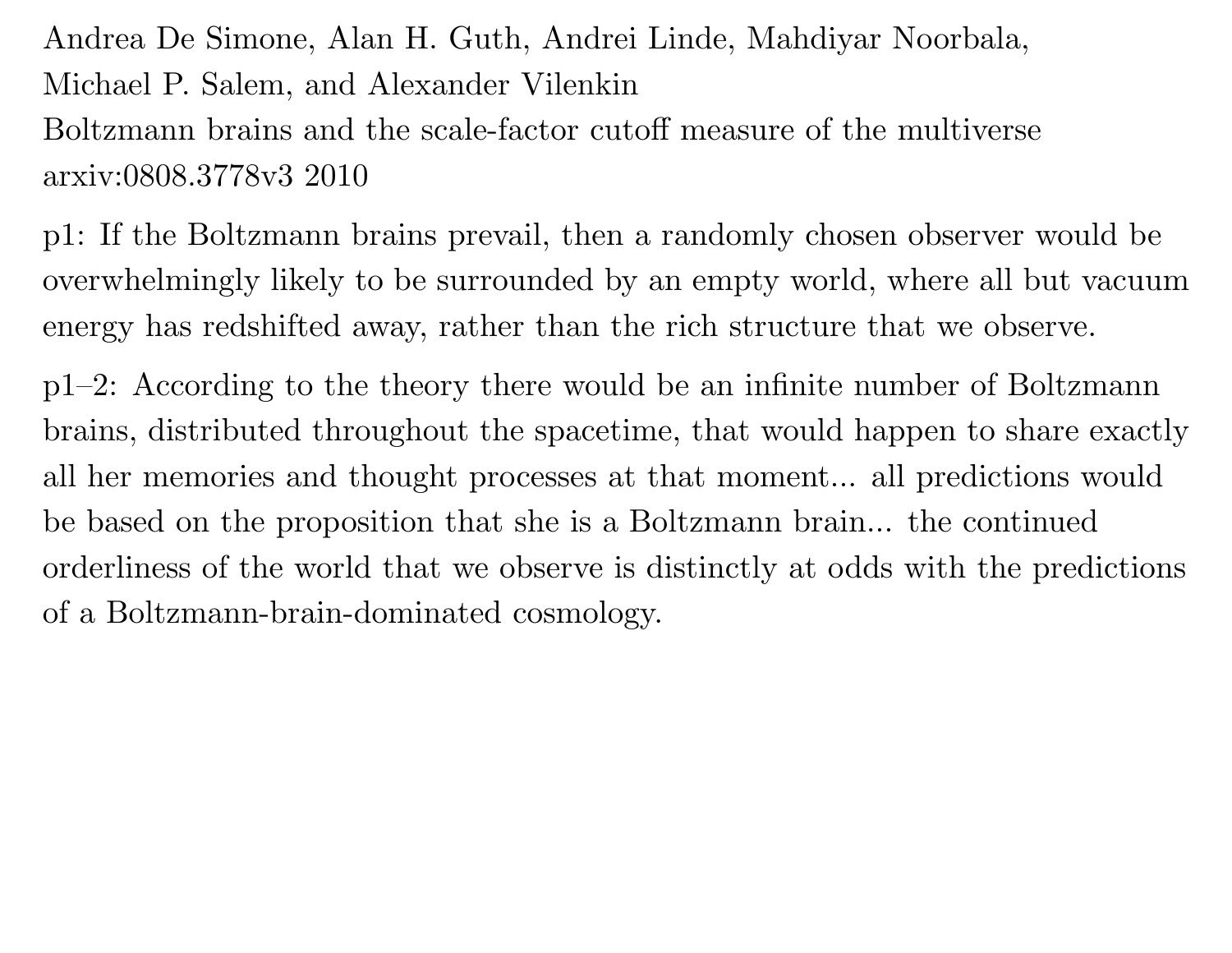Andrea De Simone, Alan H. Guth, Andrei Linde, Mahdiyar Noorbala, Michael P. Salem, and Alexander Vilenkin
Boltzmann brains and the scale-factor cutoff measure of the multiverse
arxiv:0808.3778v3 2010

p1: If the Boltzmann brains prevail, then a randomly chosen observer would be overwhelmingly likely to be surrounded by an empty world, where all but vacuum energy has redshifted away, rather than the rich structure that we observe.

p1–2: According to the theory there would be an infinite number of Boltzmann brains, distributed throughout the spacetime, that would happen to share exactly all her memories and thought processes at that moment... all predictions would be based on the proposition that she is a Boltzmann brain... the continued orderliness of the world that we observe is distinctly at odds with the predictions of a Boltzmann-brain-dominated cosmology.